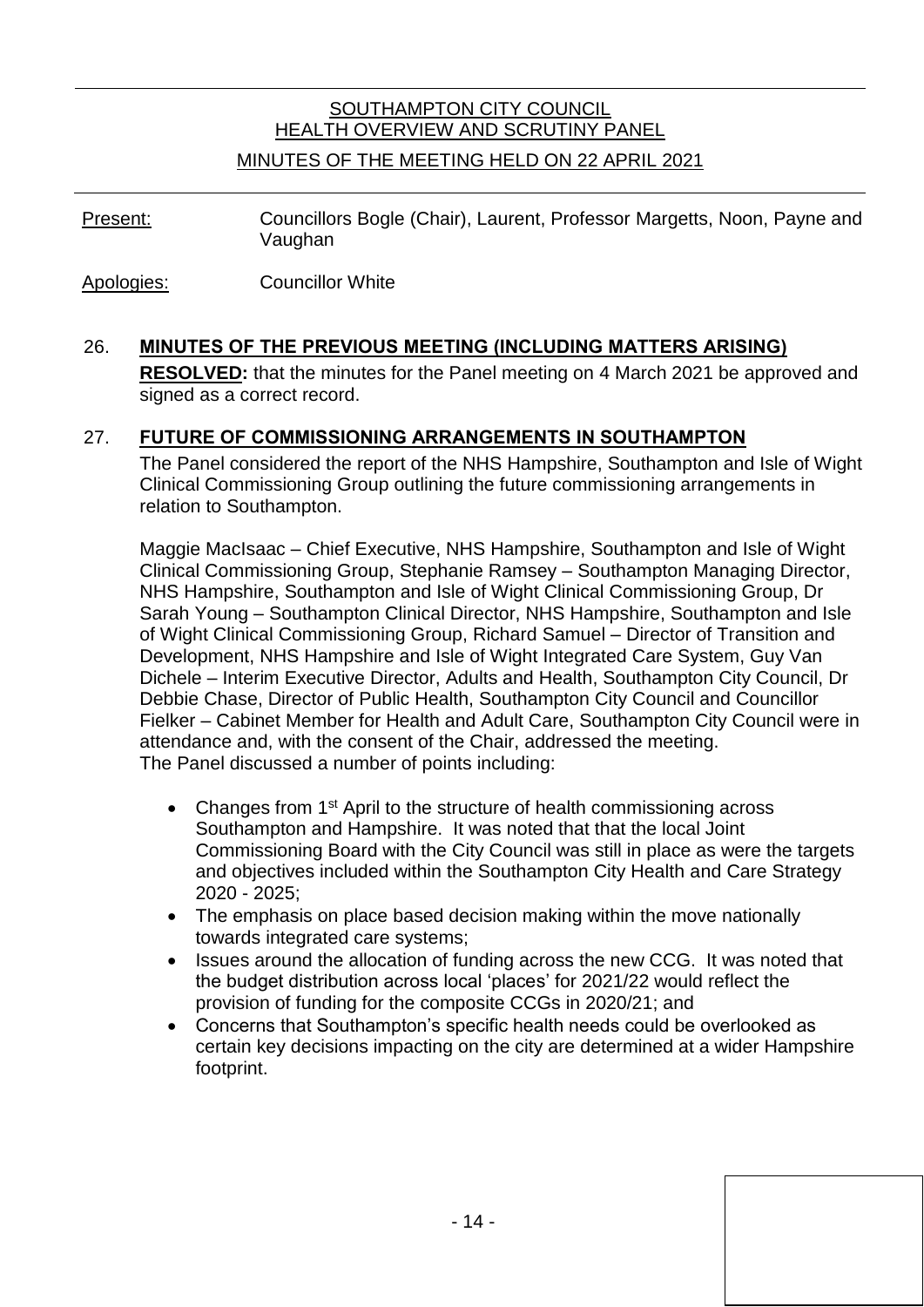SOUTHAMPTON CITY COUNCIL
HEALTH OVERVIEW AND SCRUTINY PANEL

MINUTES OF THE MEETING HELD ON 22 APRIL 2021

Present: Councillors Bogle (Chair), Laurent, Professor Margetts, Noon, Payne and Vaughan

Apologies: Councillor White

## 26. MINUTES OF THE PREVIOUS MEETING (INCLUDING MATTERS ARISING)

**RESOLVED:** that the minutes for the Panel meeting on 4 March 2021 be approved and signed as a correct record.

## 27. FUTURE OF COMMISSIONING ARRANGEMENTS IN SOUTHAMPTON

The Panel considered the report of the NHS Hampshire, Southampton and Isle of Wight Clinical Commissioning Group outlining the future commissioning arrangements in relation to Southampton.

Maggie MacIsaac – Chief Executive, NHS Hampshire, Southampton and Isle of Wight Clinical Commissioning Group, Stephanie Ramsey – Southampton Managing Director, NHS Hampshire, Southampton and Isle of Wight Clinical Commissioning Group, Dr Sarah Young – Southampton Clinical Director, NHS Hampshire, Southampton and Isle of Wight Clinical Commissioning Group, Richard Samuel – Director of Transition and Development, NHS Hampshire and Isle of Wight Integrated Care System, Guy Van Dichele – Interim Executive Director, Adults and Health, Southampton City Council, Dr Debbie Chase, Director of Public Health, Southampton City Council and Councillor Fielker – Cabinet Member for Health and Adult Care, Southampton City Council were in attendance and, with the consent of the Chair, addressed the meeting.
The Panel discussed a number of points including:

- Changes from 1st April to the structure of health commissioning across Southampton and Hampshire. It was noted that that the local Joint Commissioning Board with the City Council was still in place as were the targets and objectives included within the Southampton City Health and Care Strategy 2020 - 2025;
- The emphasis on place based decision making within the move nationally towards integrated care systems;
- Issues around the allocation of funding across the new CCG. It was noted that the budget distribution across local 'places' for 2021/22 would reflect the provision of funding for the composite CCGs in 2020/21; and
- Concerns that Southampton's specific health needs could be overlooked as certain key decisions impacting on the city are determined at a wider Hampshire footprint.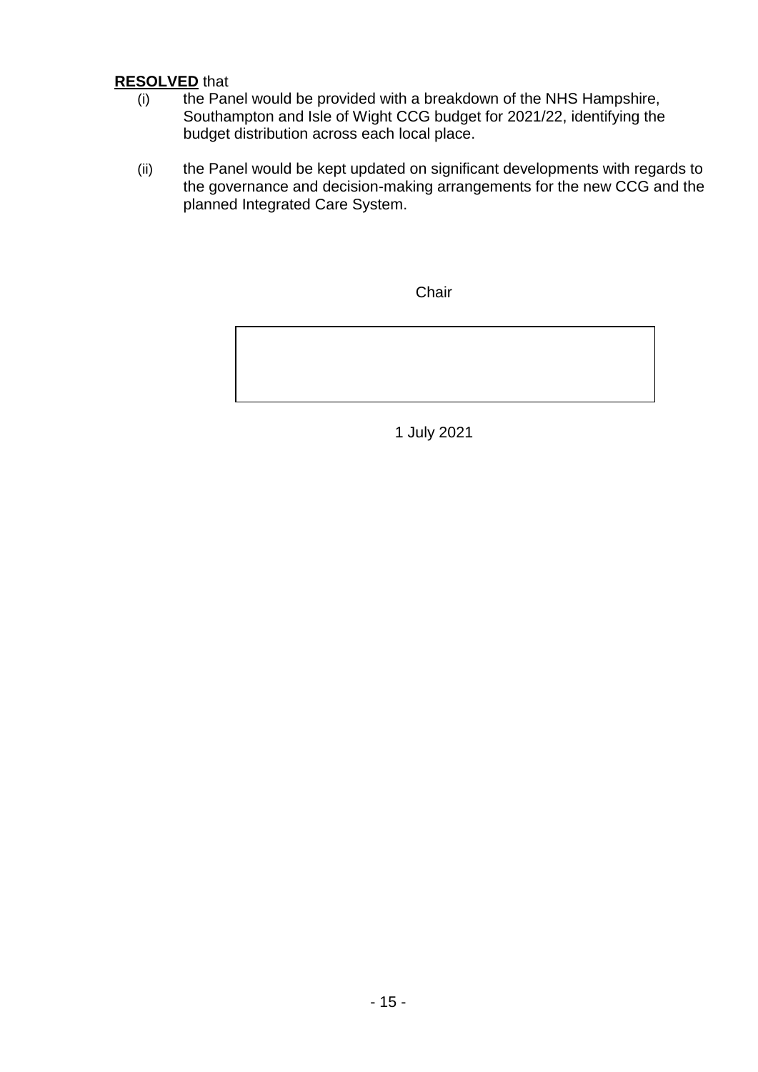**RESOLVED** that

(i) the Panel would be provided with a breakdown of the NHS Hampshire, Southampton and Isle of Wight CCG budget for 2021/22, identifying the budget distribution across each local place.

(ii) the Panel would be kept updated on significant developments with regards to the governance and decision-making arrangements for the new CCG and the planned Integrated Care System.

Chair

1 July 2021